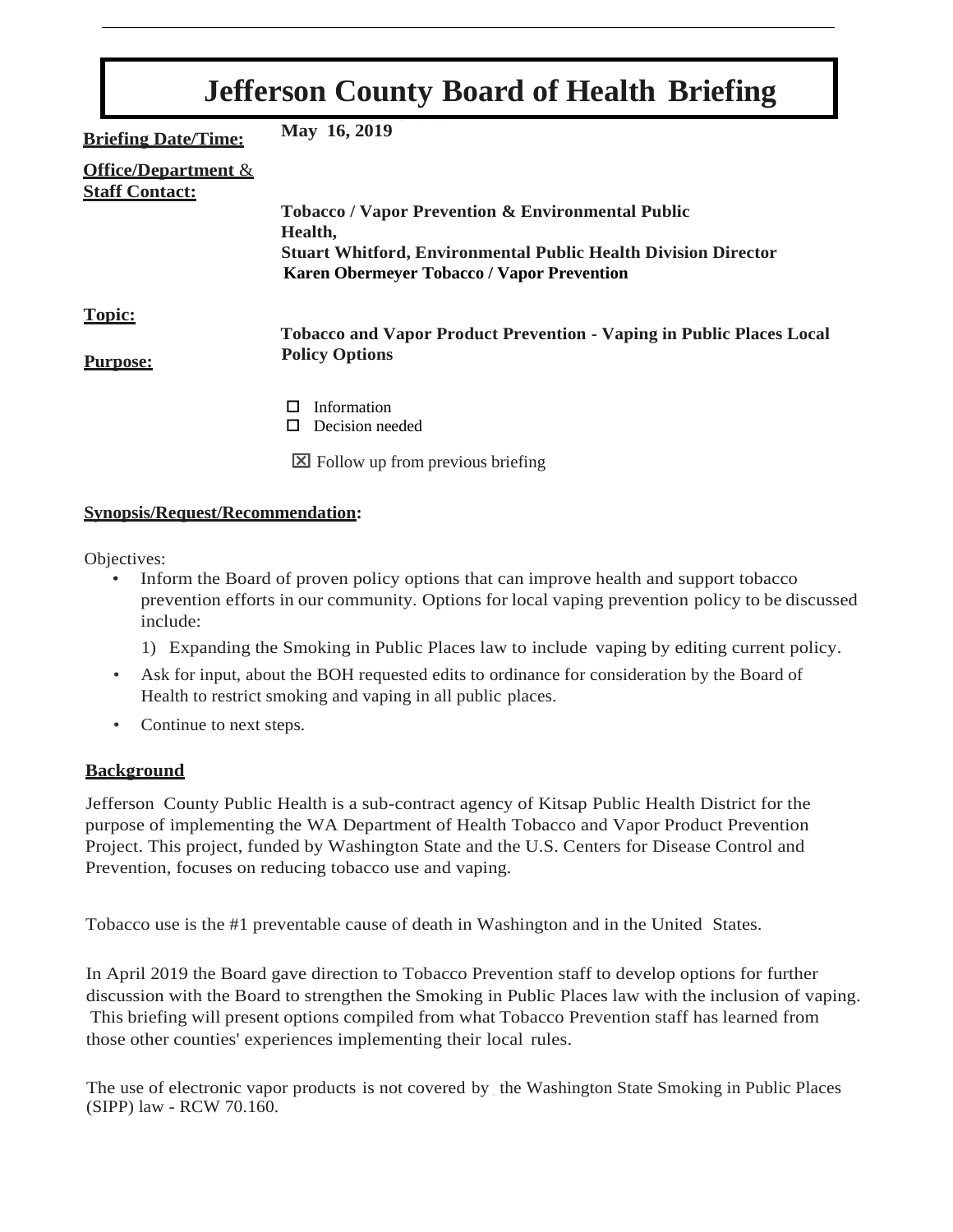# Jefferson County Board of Health Briefing

**Briefing Date/Time:** **May 16, 2019**

**Office/Department & Staff Contact:**

**Tobacco / Vapor Prevention & Environmental Public Health,**
**Stuart Whitford, Environmental Public Health Division Director**
**Karen Obermeyer Tobacco / Vapor Prevention**

**Topic:**

**Tobacco and Vapor Product Prevention - Vaping in Public Places Local Policy Options**

**Purpose:**

- ☐ Information
- ☐ Decision needed
- ☒ Follow up from previous briefing

**Synopsis/Request/Recommendation:**

Objectives:

- Inform the Board of proven policy options that can improve health and support tobacco prevention efforts in our community. Options for local vaping prevention policy to be discussed include:
  1) Expanding the Smoking in Public Places law to include vaping by editing current policy.
- Ask for input, about the BOH requested edits to ordinance for consideration by the Board of Health to restrict smoking and vaping in all public places.
- Continue to next steps.

**Background**

Jefferson County Public Health is a sub-contract agency of Kitsap Public Health District for the purpose of implementing the WA Department of Health Tobacco and Vapor Product Prevention Project. This project, funded by Washington State and the U.S. Centers for Disease Control and Prevention, focuses on reducing tobacco use and vaping.

Tobacco use is the #1 preventable cause of death in Washington and in the United States.

In April 2019 the Board gave direction to Tobacco Prevention staff to develop options for further discussion with the Board to strengthen the Smoking in Public Places law with the inclusion of vaping. This briefing will present options compiled from what Tobacco Prevention staff has learned from those other counties' experiences implementing their local rules.

The use of electronic vapor products is not covered by the Washington State Smoking in Public Places (SIPP) law - RCW 70.160.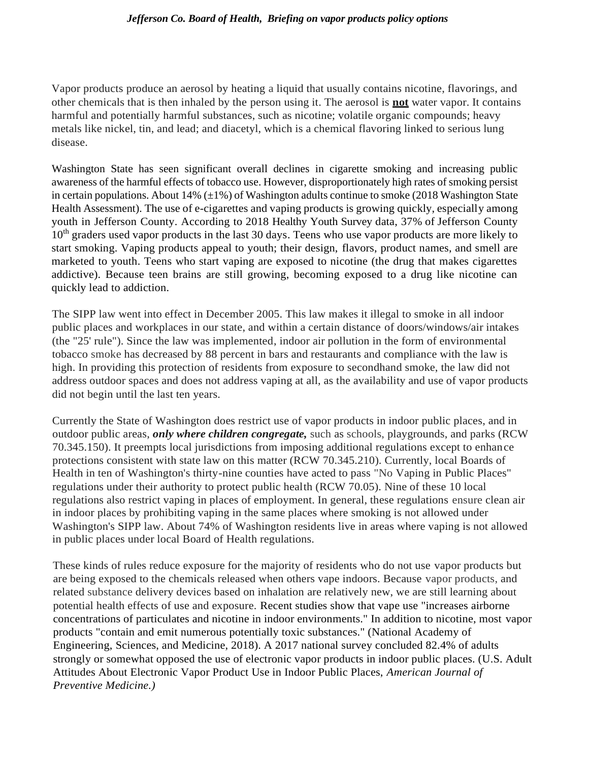Vapor products produce an aerosol by heating a liquid that usually contains nicotine, flavorings, and other chemicals that is then inhaled by the person using it. The aerosol is **not** water vapor. It contains harmful and potentially harmful substances, such as nicotine; volatile organic compounds; heavy metals like nickel, tin, and lead; and diacetyl, which is a chemical flavoring linked to serious lung disease.

Washington State has seen significant overall declines in cigarette smoking and increasing public awareness of the harmful effects of tobacco use. However, disproportionately high rates of smoking persist in certain populations. About 14% (±1%) of Washington adults continue to smoke (2018 Washington State Health Assessment). The use of e-cigarettes and vaping products is growing quickly, especially among youth in Jefferson County. According to 2018 Healthy Youth Survey data, 37% of Jefferson County 10th graders used vapor products in the last 30 days. Teens who use vapor products are more likely to start smoking. Vaping products appeal to youth; their design, flavors, product names, and smell are marketed to youth. Teens who start vaping are exposed to nicotine (the drug that makes cigarettes addictive). Because teen brains are still growing, becoming exposed to a drug like nicotine can quickly lead to addiction.

The SIPP law went into effect in December 2005. This law makes it illegal to smoke in all indoor public places and workplaces in our state, and within a certain distance of doors/windows/air intakes (the "25' rule"). Since the law was implemented, indoor air pollution in the form of environmental tobacco smoke has decreased by 88 percent in bars and restaurants and compliance with the law is high. In providing this protection of residents from exposure to secondhand smoke, the law did not address outdoor spaces and does not address vaping at all, as the availability and use of vapor products did not begin until the last ten years.

Currently the State of Washington does restrict use of vapor products in indoor public places, and in outdoor public areas, ***only where children congregate,*** such as schools, playgrounds, and parks (RCW 70.345.150). It preempts local jurisdictions from imposing additional regulations except to enhance protections consistent with state law on this matter (RCW 70.345.210). Currently, local Boards of Health in ten of Washington's thirty-nine counties have acted to pass "No Vaping in Public Places" regulations under their authority to protect public health (RCW 70.05). Nine of these 10 local regulations also restrict vaping in places of employment. In general, these regulations ensure clean air in indoor places by prohibiting vaping in the same places where smoking is not allowed under Washington's SIPP law. About 74% of Washington residents live in areas where vaping is not allowed in public places under local Board of Health regulations.

These kinds of rules reduce exposure for the majority of residents who do not use vapor products but are being exposed to the chemicals released when others vape indoors. Because vapor products, and related substance delivery devices based on inhalation are relatively new, we are still learning about potential health effects of use and exposure. Recent studies show that vape use "increases airborne concentrations of particulates and nicotine in indoor environments." In addition to nicotine, most vapor products "contain and emit numerous potentially toxic substances." (National Academy of Engineering, Sciences, and Medicine, 2018). A 2017 national survey concluded 82.4% of adults strongly or somewhat opposed the use of electronic vapor products in indoor public places. (U.S. Adult Attitudes About Electronic Vapor Product Use in Indoor Public Places, *American Journal of Preventive Medicine.)*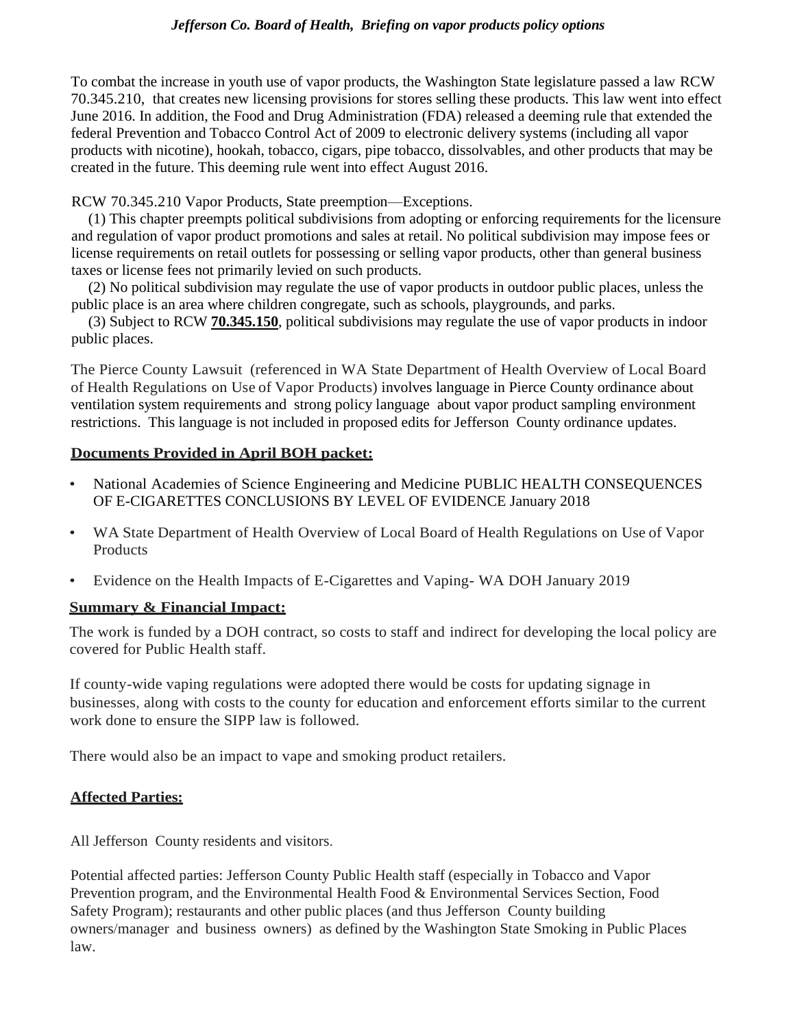To combat the increase in youth use of vapor products, the Washington State legislature passed a law RCW 70.345.210, that creates new licensing provisions for stores selling these products. This law went into effect June 2016. In addition, the Food and Drug Administration (FDA) released a deeming rule that extended the federal Prevention and Tobacco Control Act of 2009 to electronic delivery systems (including all vapor products with nicotine), hookah, tobacco, cigars, pipe tobacco, dissolvables, and other products that may be created in the future. This deeming rule went into effect August 2016.

RCW 70.345.210 Vapor Products, State preemption—Exceptions.

(1) This chapter preempts political subdivisions from adopting or enforcing requirements for the licensure and regulation of vapor product promotions and sales at retail. No political subdivision may impose fees or license requirements on retail outlets for possessing or selling vapor products, other than general business taxes or license fees not primarily levied on such products.

(2) No political subdivision may regulate the use of vapor products in outdoor public places, unless the public place is an area where children congregate, such as schools, playgrounds, and parks.

(3) Subject to RCW **70.345.150**, political subdivisions may regulate the use of vapor products in indoor public places.

The Pierce County Lawsuit (referenced in WA State Department of Health Overview of Local Board of Health Regulations on Use of Vapor Products) involves language in Pierce County ordinance about ventilation system requirements and strong policy language about vapor product sampling environment restrictions. This language is not included in proposed edits for Jefferson County ordinance updates.

## Documents Provided in April BOH packet:

- National Academies of Science Engineering and Medicine PUBLIC HEALTH CONSEQUENCES OF E-CIGARETTES CONCLUSIONS BY LEVEL OF EVIDENCE January 2018
- WA State Department of Health Overview of Local Board of Health Regulations on Use of Vapor Products
- Evidence on the Health Impacts of E-Cigarettes and Vaping- WA DOH January 2019

## Summary & Financial Impact:

The work is funded by a DOH contract, so costs to staff and indirect for developing the local policy are covered for Public Health staff.

If county-wide vaping regulations were adopted there would be costs for updating signage in businesses, along with costs to the county for education and enforcement efforts similar to the current work done to ensure the SIPP law is followed.

There would also be an impact to vape and smoking product retailers.

## Affected Parties:

All Jefferson County residents and visitors.

Potential affected parties: Jefferson County Public Health staff (especially in Tobacco and Vapor Prevention program, and the Environmental Health Food & Environmental Services Section, Food Safety Program); restaurants and other public places (and thus Jefferson County building owners/manager and business owners) as defined by the Washington State Smoking in Public Places law.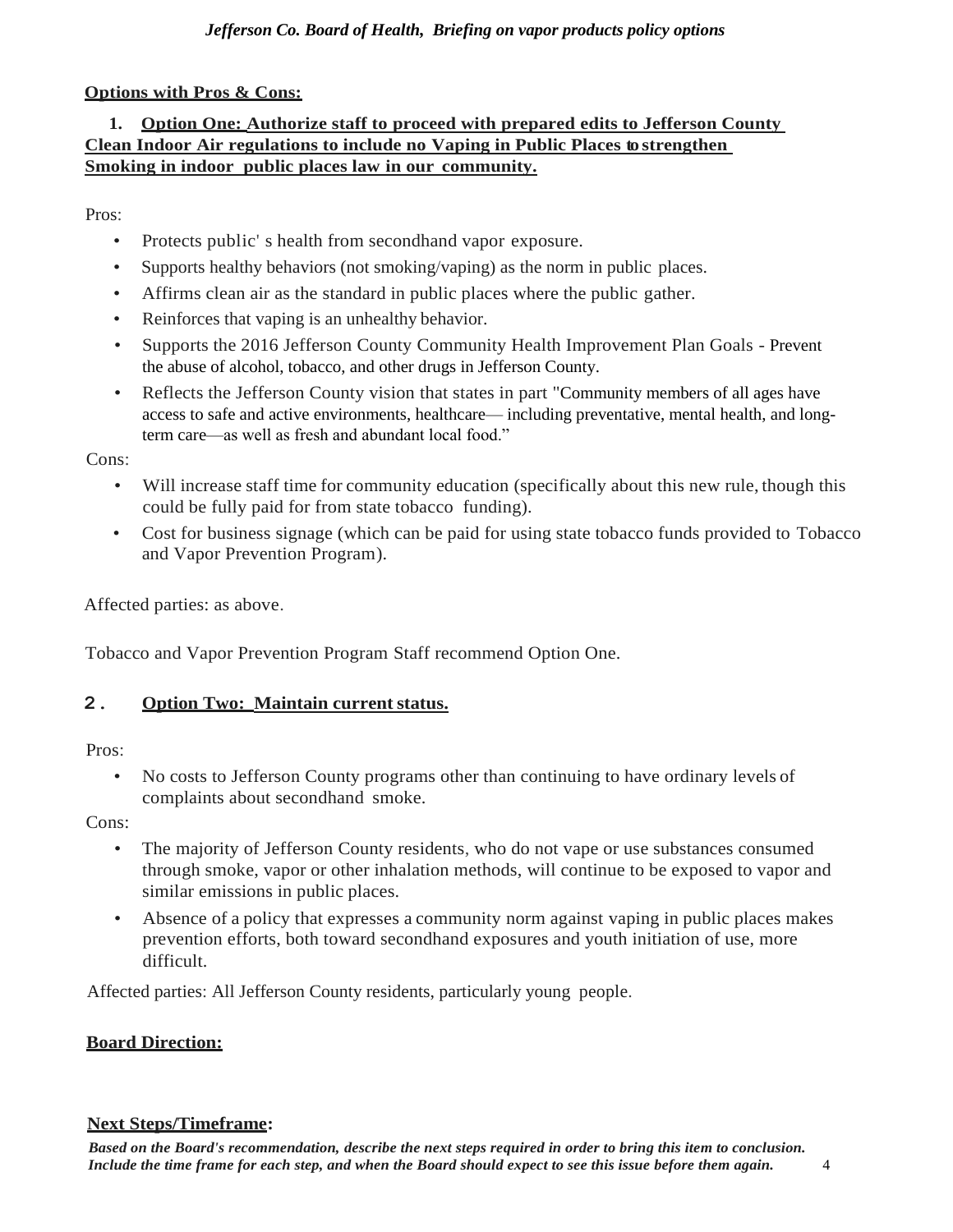**Options with Pros & Cons:**

1. **Option One: Authorize staff to proceed with prepared edits to Jefferson County Clean Indoor Air regulations to include no Vaping in Public Places to strengthen Smoking in indoor public places law in our community.**

Pros:

- Protects public' s health from secondhand vapor exposure.
- Supports healthy behaviors (not smoking/vaping) as the norm in public places.
- Affirms clean air as the standard in public places where the public gather.
- Reinforces that vaping is an unhealthy behavior.
- Supports the 2016 Jefferson County Community Health Improvement Plan Goals - Prevent the abuse of alcohol, tobacco, and other drugs in Jefferson County.
- Reflects the Jefferson County vision that states in part "Community members of all ages have access to safe and active environments, healthcare— including preventative, mental health, and long-term care—as well as fresh and abundant local food."

Cons:

- Will increase staff time for community education (specifically about this new rule, though this could be fully paid for from state tobacco funding).
- Cost for business signage (which can be paid for using state tobacco funds provided to Tobacco and Vapor Prevention Program).

Affected parties: as above.

Tobacco and Vapor Prevention Program Staff recommend Option One.

2. **Option Two: Maintain current status.**

Pros:

- No costs to Jefferson County programs other than continuing to have ordinary levels of complaints about secondhand smoke.

Cons:

- The majority of Jefferson County residents, who do not vape or use substances consumed through smoke, vapor or other inhalation methods, will continue to be exposed to vapor and similar emissions in public places.
- Absence of a policy that expresses a community norm against vaping in public places makes prevention efforts, both toward secondhand exposures and youth initiation of use, more difficult.

Affected parties: All Jefferson County residents, particularly young people.

**Board Direction:**

**Next Steps/Timeframe:**

***Based on the Board's recommendation, describe the next steps required in order to bring this item to conclusion. Include the time frame for each step, and when the Board should expect to see this issue before them again.***